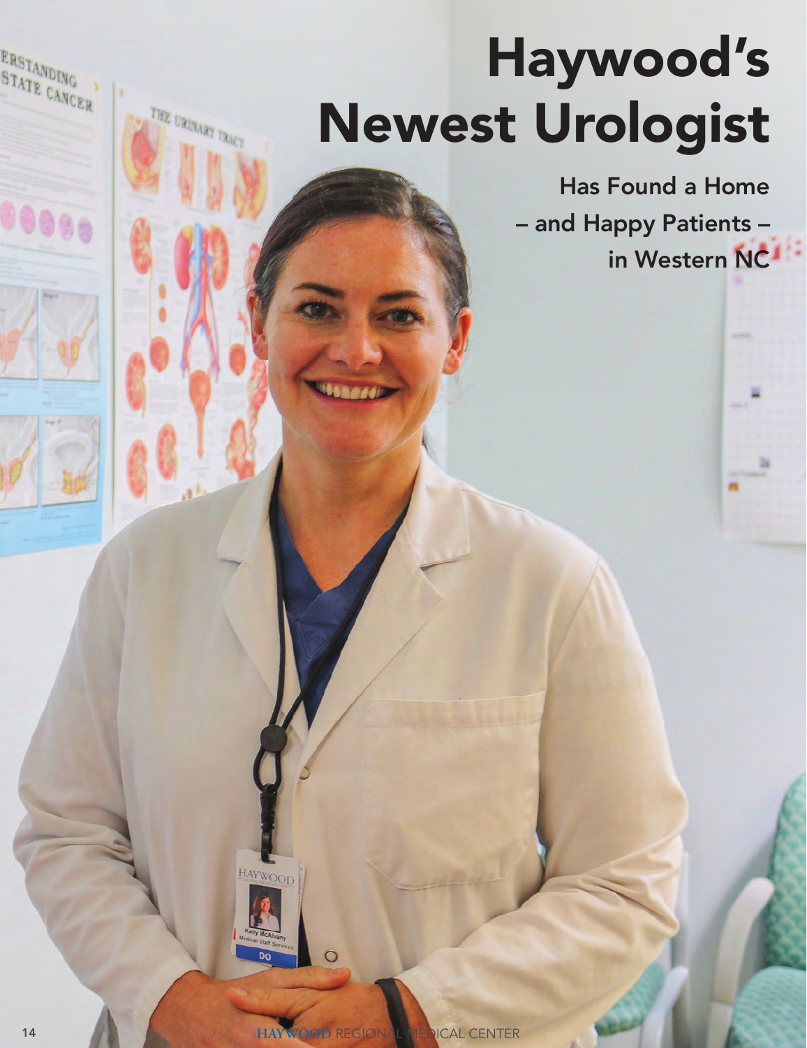# Haywood's Newest Urologist

## Has Found a Home – and Happy Patients – in Western NC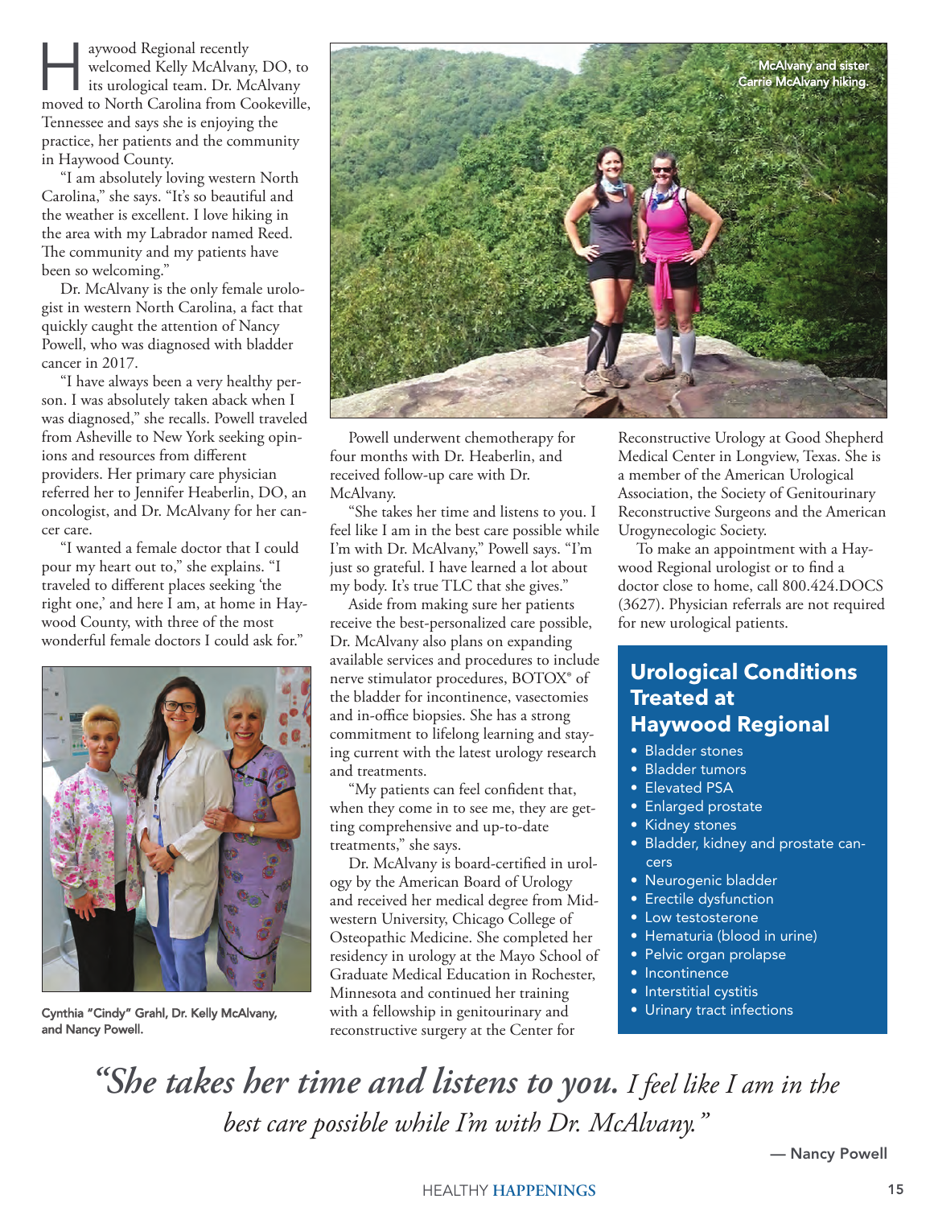Haywood Regional recently welcomed Kelly McAlvany, DO, to its urological team. Dr. McAlvany moved to North Carolina from Cookeville, Tennessee and says she is enjoying the practice, her patients and the community in Haywood County.

"I am absolutely loving western North Carolina," she says. "It's so beautiful and the weather is excellent. I love hiking in the area with my Labrador named Reed. The community and my patients have been so welcoming."

Dr. McAlvany is the only female urologist in western North Carolina, a fact that quickly caught the attention of Nancy Powell, who was diagnosed with bladder cancer in 2017.

"I have always been a very healthy person. I was absolutely taken aback when I was diagnosed," she recalls. Powell traveled from Asheville to New York seeking opinions and resources from different providers. Her primary care physician referred her to Jennifer Heaberlin, DO, an oncologist, and Dr. McAlvany for her cancer care.

"I wanted a female doctor that I could pour my heart out to," she explains. "I traveled to different places seeking 'the right one,' and here I am, at home in Haywood County, with three of the most wonderful female doctors I could ask for."

Cynthia "Cindy" Grahl, Dr. Kelly McAlvany, and Nancy Powell.

McAlvany and sister Carrie McAlvany hiking.

Powell underwent chemotherapy for four months with Dr. Heaberlin, and received follow-up care with Dr. McAlvany.

"She takes her time and listens to you. I feel like I am in the best care possible while I'm with Dr. McAlvany," Powell says. "I'm just so grateful. I have learned a lot about my body. It's true TLC that she gives."

Aside from making sure her patients receive the best-personalized care possible, Dr. McAlvany also plans on expanding available services and procedures to include nerve stimulator procedures, BOTOX® of the bladder for incontinence, vasectomies and in-office biopsies. She has a strong commitment to lifelong learning and staying current with the latest urology research and treatments.

"My patients can feel confident that, when they come in to see me, they are getting comprehensive and up-to-date treatments," she says.

Dr. McAlvany is board-certified in urology by the American Board of Urology and received her medical degree from Midwestern University, Chicago College of Osteopathic Medicine. She completed her residency in urology at the Mayo School of Graduate Medical Education in Rochester, Minnesota and continued her training with a fellowship in genitourinary and reconstructive surgery at the Center for Reconstructive Urology at Good Shepherd Medical Center in Longview, Texas. She is a member of the American Urological Association, the Society of Genitourinary Reconstructive Surgeons and the American Urogynecologic Society.

To make an appointment with a Haywood Regional urologist or to find a doctor close to home, call 800.424.DOCS (3627). Physician referrals are not required for new urological patients.

## Urological Conditions Treated at Haywood Regional

- Bladder stones
- Bladder tumors
- Elevated PSA
- Enlarged prostate
- Kidney stones
- Bladder, kidney and prostate cancers
- Neurogenic bladder
- Erectile dysfunction
- Low testosterone
- Hematuria (blood in urine)
- Pelvic organ prolapse
- Incontinence
- Interstitial cystitis
- Urinary tract infections

*"She takes her time and listens to you. I feel like I am in the best care possible while I'm with Dr. McAlvany."*

— Nancy Powell